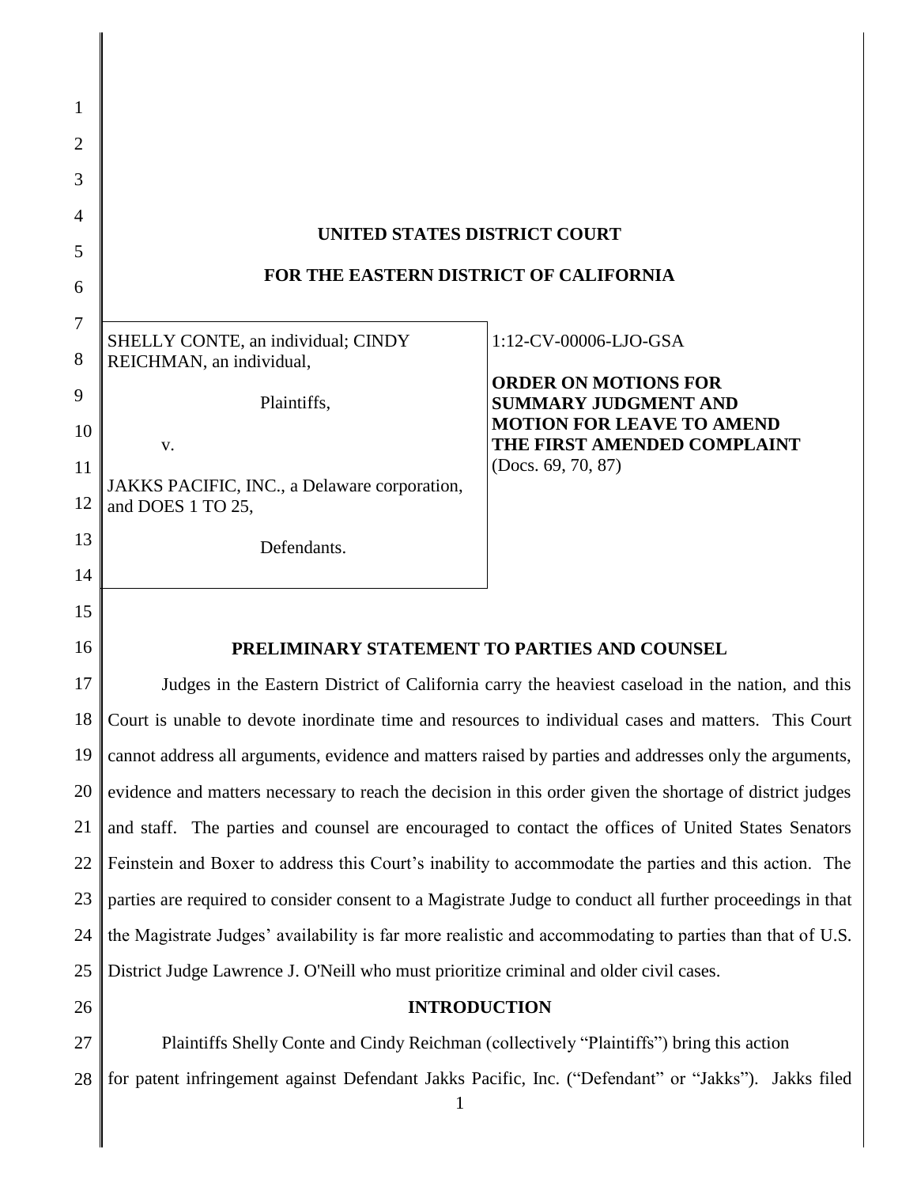# UNITED STATES DISTRICT COURT

# FOR THE EASTERN DISTRICT OF CALIFORNIA

| | |
|---|---|
| SHELLY CONTE, an individual; CINDY REICHMAN, an individual,<br><br>Plaintiffs,<br><br>v.<br><br>JAKKS PACIFIC, INC., a Delaware corporation, and DOES 1 TO 25,<br><br>Defendants. | 1:12-CV-00006-LJO-GSA<br><br>**ORDER ON MOTIONS FOR SUMMARY JUDGMENT AND MOTION FOR LEAVE TO AMEND THE FIRST AMENDED COMPLAINT**<br>(Docs. 69, 70, 87) |

## PRELIMINARY STATEMENT TO PARTIES AND COUNSEL

Judges in the Eastern District of California carry the heaviest caseload in the nation, and this Court is unable to devote inordinate time and resources to individual cases and matters. This Court cannot address all arguments, evidence and matters raised by parties and addresses only the arguments, evidence and matters necessary to reach the decision in this order given the shortage of district judges and staff. The parties and counsel are encouraged to contact the offices of United States Senators Feinstein and Boxer to address this Court's inability to accommodate the parties and this action. The parties are required to consider consent to a Magistrate Judge to conduct all further proceedings in that the Magistrate Judges' availability is far more realistic and accommodating to parties than that of U.S. District Judge Lawrence J. O'Neill who must prioritize criminal and older civil cases.

## INTRODUCTION

Plaintiffs Shelly Conte and Cindy Reichman (collectively "Plaintiffs") bring this action for patent infringement against Defendant Jakks Pacific, Inc. ("Defendant" or "Jakks"). Jakks filed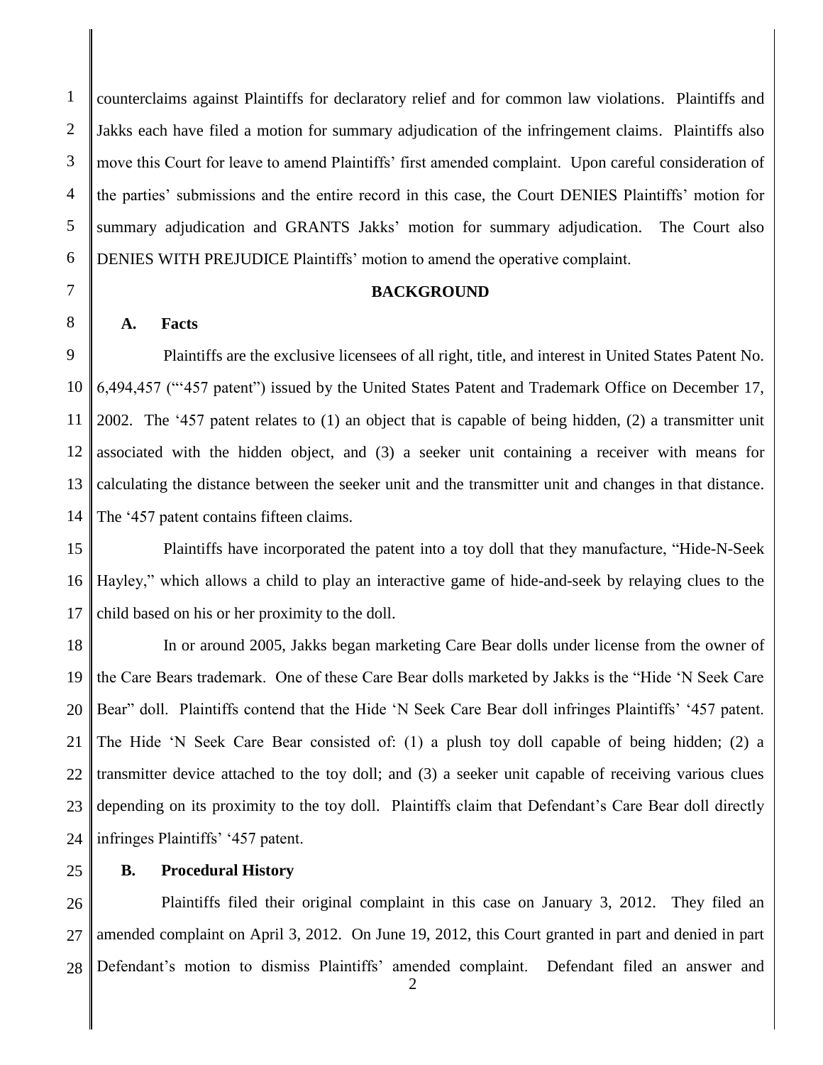counterclaims against Plaintiffs for declaratory relief and for common law violations. Plaintiffs and Jakks each have filed a motion for summary adjudication of the infringement claims. Plaintiffs also move this Court for leave to amend Plaintiffs' first amended complaint. Upon careful consideration of the parties' submissions and the entire record in this case, the Court DENIES Plaintiffs' motion for summary adjudication and GRANTS Jakks' motion for summary adjudication. The Court also DENIES WITH PREJUDICE Plaintiffs' motion to amend the operative complaint.

## BACKGROUND

### A. Facts

Plaintiffs are the exclusive licensees of all right, title, and interest in United States Patent No. 6,494,457 ("'457 patent") issued by the United States Patent and Trademark Office on December 17, 2002. The '457 patent relates to (1) an object that is capable of being hidden, (2) a transmitter unit associated with the hidden object, and (3) a seeker unit containing a receiver with means for calculating the distance between the seeker unit and the transmitter unit and changes in that distance. The '457 patent contains fifteen claims.

Plaintiffs have incorporated the patent into a toy doll that they manufacture, "Hide-N-Seek Hayley," which allows a child to play an interactive game of hide-and-seek by relaying clues to the child based on his or her proximity to the doll.

In or around 2005, Jakks began marketing Care Bear dolls under license from the owner of the Care Bears trademark. One of these Care Bear dolls marketed by Jakks is the "Hide 'N Seek Care Bear" doll. Plaintiffs contend that the Hide 'N Seek Care Bear doll infringes Plaintiffs' '457 patent. The Hide 'N Seek Care Bear consisted of: (1) a plush toy doll capable of being hidden; (2) a transmitter device attached to the toy doll; and (3) a seeker unit capable of receiving various clues depending on its proximity to the toy doll. Plaintiffs claim that Defendant's Care Bear doll directly infringes Plaintiffs' '457 patent.

### B. Procedural History

Plaintiffs filed their original complaint in this case on January 3, 2012. They filed an amended complaint on April 3, 2012. On June 19, 2012, this Court granted in part and denied in part Defendant's motion to dismiss Plaintiffs' amended complaint. Defendant filed an answer and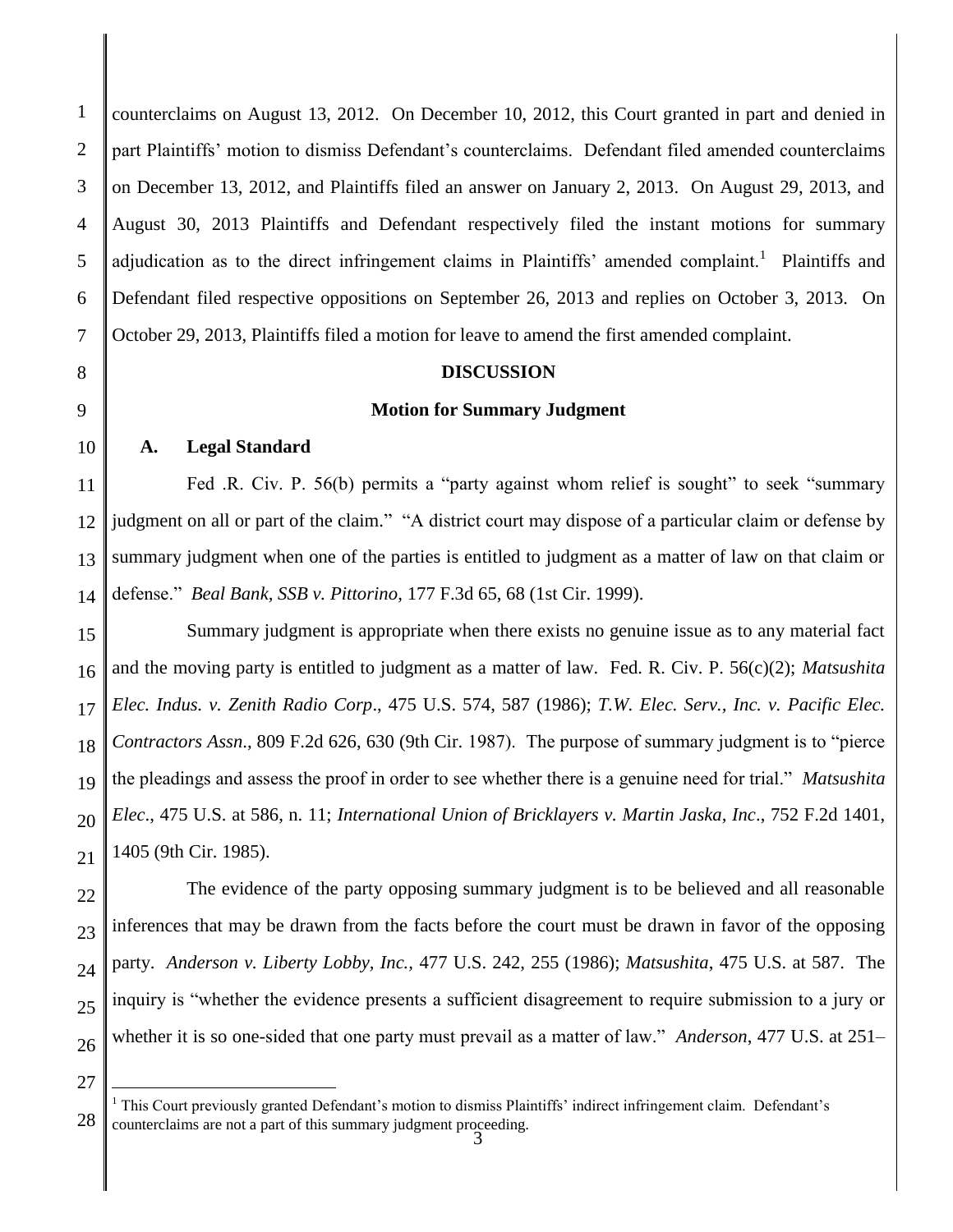counterclaims on August 13, 2012. On December 10, 2012, this Court granted in part and denied in part Plaintiffs' motion to dismiss Defendant's counterclaims. Defendant filed amended counterclaims on December 13, 2012, and Plaintiffs filed an answer on January 2, 2013. On August 29, 2013, and August 30, 2013 Plaintiffs and Defendant respectively filed the instant motions for summary adjudication as to the direct infringement claims in Plaintiffs' amended complaint.[1] Plaintiffs and Defendant filed respective oppositions on September 26, 2013 and replies on October 3, 2013. On October 29, 2013, Plaintiffs filed a motion for leave to amend the first amended complaint.

## DISCUSSION

### Motion for Summary Judgment

#### A. Legal Standard

Fed .R. Civ. P. 56(b) permits a "party against whom relief is sought" to seek "summary judgment on all or part of the claim." "A district court may dispose of a particular claim or defense by summary judgment when one of the parties is entitled to judgment as a matter of law on that claim or defense." *Beal Bank, SSB v. Pittorino*, 177 F.3d 65, 68 (1st Cir. 1999).

Summary judgment is appropriate when there exists no genuine issue as to any material fact and the moving party is entitled to judgment as a matter of law. Fed. R. Civ. P. 56(c)(2); *Matsushita Elec. Indus. v. Zenith Radio Corp*., 475 U.S. 574, 587 (1986); *T.W. Elec. Serv., Inc. v. Pacific Elec. Contractors Assn*., 809 F.2d 626, 630 (9th Cir. 1987). The purpose of summary judgment is to "pierce the pleadings and assess the proof in order to see whether there is a genuine need for trial." *Matsushita Elec*., 475 U.S. at 586, n. 11; *International Union of Bricklayers v. Martin Jaska, Inc*., 752 F.2d 1401, 1405 (9th Cir. 1985).

The evidence of the party opposing summary judgment is to be believed and all reasonable inferences that may be drawn from the facts before the court must be drawn in favor of the opposing party. *Anderson v. Liberty Lobby, Inc.*, 477 U.S. 242, 255 (1986); *Matsushita*, 475 U.S. at 587. The inquiry is "whether the evidence presents a sufficient disagreement to require submission to a jury or whether it is so one-sided that one party must prevail as a matter of law." *Anderson*, 477 U.S. at 251–

[1] This Court previously granted Defendant's motion to dismiss Plaintiffs' indirect infringement claim. Defendant's counterclaims are not a part of this summary judgment proceeding.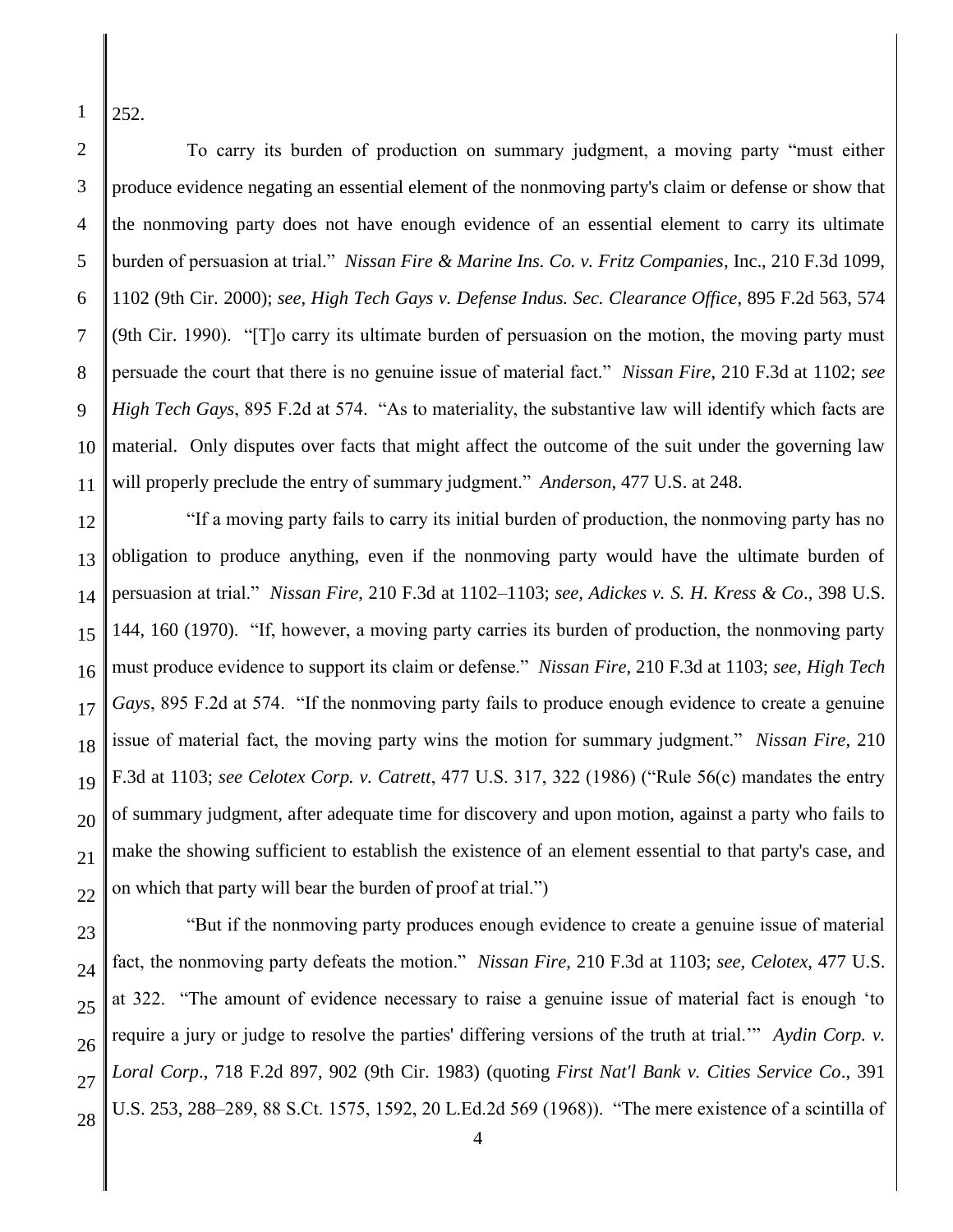252.

To carry its burden of production on summary judgment, a moving party "must either produce evidence negating an essential element of the nonmoving party's claim or defense or show that the nonmoving party does not have enough evidence of an essential element to carry its ultimate burden of persuasion at trial." *Nissan Fire & Marine Ins. Co. v. Fritz Companies*, Inc., 210 F.3d 1099, 1102 (9th Cir. 2000); *see, High Tech Gays v. Defense Indus. Sec. Clearance Office*, 895 F.2d 563, 574 (9th Cir. 1990). "[T]o carry its ultimate burden of persuasion on the motion, the moving party must persuade the court that there is no genuine issue of material fact." *Nissan Fire*, 210 F.3d at 1102; *see High Tech Gays*, 895 F.2d at 574. "As to materiality, the substantive law will identify which facts are material. Only disputes over facts that might affect the outcome of the suit under the governing law will properly preclude the entry of summary judgment." *Anderson*, 477 U.S. at 248.

"If a moving party fails to carry its initial burden of production, the nonmoving party has no obligation to produce anything, even if the nonmoving party would have the ultimate burden of persuasion at trial." *Nissan Fire*, 210 F.3d at 1102–1103; *see, Adickes v. S. H. Kress & Co*., 398 U.S. 144, 160 (1970). "If, however, a moving party carries its burden of production, the nonmoving party must produce evidence to support its claim or defense." *Nissan Fire*, 210 F.3d at 1103; *see, High Tech Gays*, 895 F.2d at 574. "If the nonmoving party fails to produce enough evidence to create a genuine issue of material fact, the moving party wins the motion for summary judgment." *Nissan Fire*, 210 F.3d at 1103; *see Celotex Corp. v. Catrett*, 477 U.S. 317, 322 (1986) ("Rule 56(c) mandates the entry of summary judgment, after adequate time for discovery and upon motion, against a party who fails to make the showing sufficient to establish the existence of an element essential to that party's case, and on which that party will bear the burden of proof at trial.")

"But if the nonmoving party produces enough evidence to create a genuine issue of material fact, the nonmoving party defeats the motion." *Nissan Fire*, 210 F.3d at 1103; *see, Celotex*, 477 U.S. at 322. "The amount of evidence necessary to raise a genuine issue of material fact is enough 'to require a jury or judge to resolve the parties' differing versions of the truth at trial.'" *Aydin Corp. v. Loral Corp*., 718 F.2d 897, 902 (9th Cir. 1983) (quoting *First Nat'l Bank v. Cities Service Co*., 391 U.S. 253, 288–289, 88 S.Ct. 1575, 1592, 20 L.Ed.2d 569 (1968)). "The mere existence of a scintilla of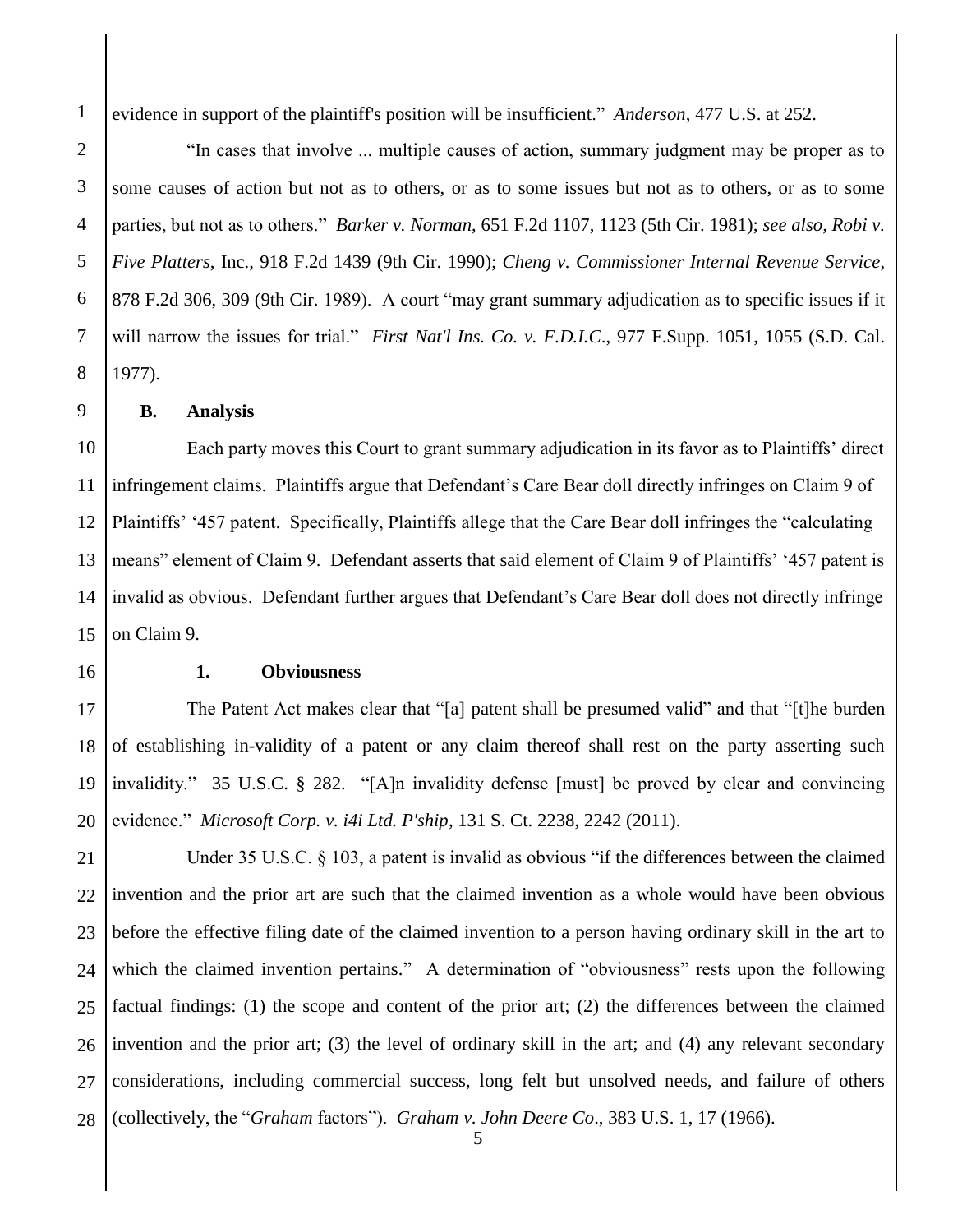evidence in support of the plaintiff's position will be insufficient." *Anderson*, 477 U.S. at 252.

"In cases that involve ... multiple causes of action, summary judgment may be proper as to some causes of action but not as to others, or as to some issues but not as to others, or as to some parties, but not as to others." *Barker v. Norman*, 651 F.2d 1107, 1123 (5th Cir. 1981); *see also, Robi v. Five Platters*, Inc., 918 F.2d 1439 (9th Cir. 1990); *Cheng v. Commissioner Internal Revenue Service*, 878 F.2d 306, 309 (9th Cir. 1989). A court "may grant summary adjudication as to specific issues if it will narrow the issues for trial." *First Nat'l Ins. Co. v. F.D.I.C.*, 977 F.Supp. 1051, 1055 (S.D. Cal. 1977).

**B. Analysis**

Each party moves this Court to grant summary adjudication in its favor as to Plaintiffs' direct infringement claims. Plaintiffs argue that Defendant's Care Bear doll directly infringes on Claim 9 of Plaintiffs' '457 patent. Specifically, Plaintiffs allege that the Care Bear doll infringes the "calculating means" element of Claim 9. Defendant asserts that said element of Claim 9 of Plaintiffs' '457 patent is invalid as obvious. Defendant further argues that Defendant's Care Bear doll does not directly infringe on Claim 9.

**1. Obviousness**

The Patent Act makes clear that "[a] patent shall be presumed valid" and that "[t]he burden of establishing in-validity of a patent or any claim thereof shall rest on the party asserting such invalidity." 35 U.S.C. § 282. "[A]n invalidity defense [must] be proved by clear and convincing evidence." *Microsoft Corp. v. i4i Ltd. P'ship*, 131 S. Ct. 2238, 2242 (2011).

Under 35 U.S.C. § 103, a patent is invalid as obvious "if the differences between the claimed invention and the prior art are such that the claimed invention as a whole would have been obvious before the effective filing date of the claimed invention to a person having ordinary skill in the art to which the claimed invention pertains." A determination of "obviousness" rests upon the following factual findings: (1) the scope and content of the prior art; (2) the differences between the claimed invention and the prior art; (3) the level of ordinary skill in the art; and (4) any relevant secondary considerations, including commercial success, long felt but unsolved needs, and failure of others (collectively, the "*Graham* factors"). *Graham v. John Deere Co*., 383 U.S. 1, 17 (1966).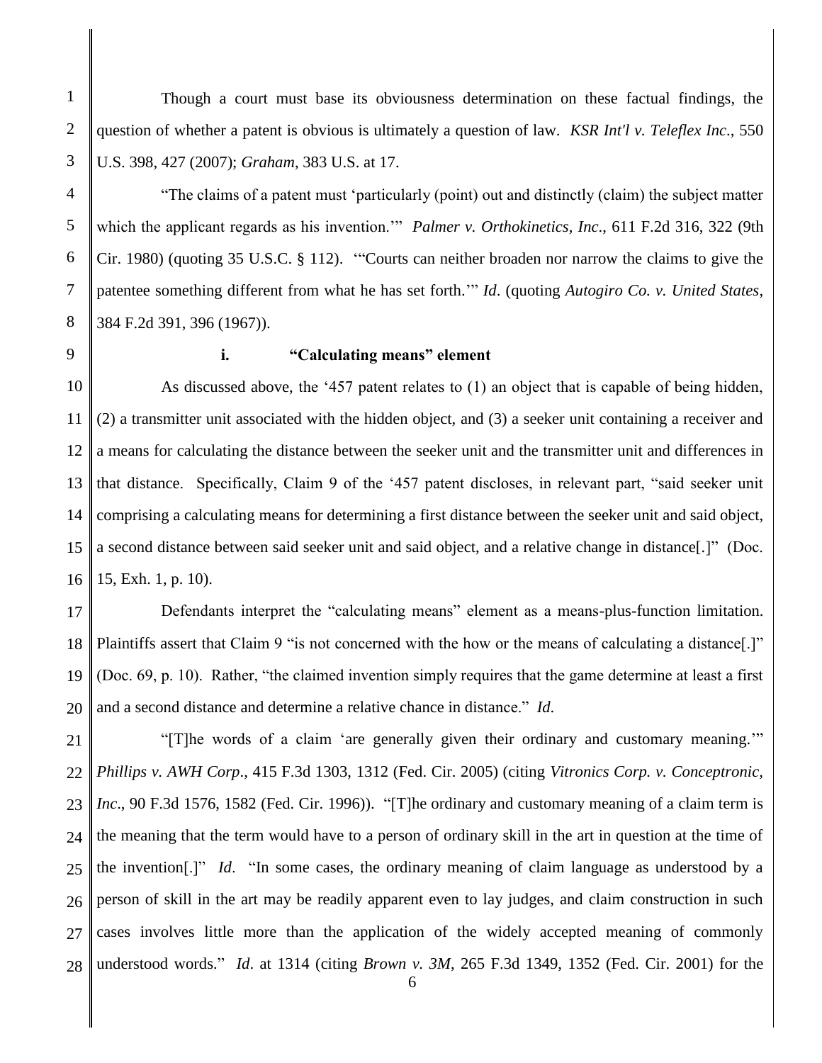Though a court must base its obviousness determination on these factual findings, the question of whether a patent is obvious is ultimately a question of law. *KSR Int'l v. Teleflex Inc.*, 550 U.S. 398, 427 (2007); *Graham*, 383 U.S. at 17.

"The claims of a patent must 'particularly (point) out and distinctly (claim) the subject matter which the applicant regards as his invention.'" *Palmer v. Orthokinetics, Inc.*, 611 F.2d 316, 322 (9th Cir. 1980) (quoting 35 U.S.C. § 112). '"Courts can neither broaden nor narrow the claims to give the patentee something different from what he has set forth.'" *Id*. (quoting *Autogiro Co. v. United States*, 384 F.2d 391, 396 (1967)).

**i. "Calculating means" element**

As discussed above, the '457 patent relates to (1) an object that is capable of being hidden, (2) a transmitter unit associated with the hidden object, and (3) a seeker unit containing a receiver and a means for calculating the distance between the seeker unit and the transmitter unit and differences in that distance. Specifically, Claim 9 of the '457 patent discloses, in relevant part, "said seeker unit comprising a calculating means for determining a first distance between the seeker unit and said object, a second distance between said seeker unit and said object, and a relative change in distance[.]" (Doc. 15, Exh. 1, p. 10).

Defendants interpret the "calculating means" element as a means-plus-function limitation. Plaintiffs assert that Claim 9 "is not concerned with the how or the means of calculating a distance[.]" (Doc. 69, p. 10). Rather, "the claimed invention simply requires that the game determine at least a first and a second distance and determine a relative chance in distance." *Id*.

"[T]he words of a claim 'are generally given their ordinary and customary meaning.'" *Phillips v. AWH Corp*., 415 F.3d 1303, 1312 (Fed. Cir. 2005) (citing *Vitronics Corp. v. Conceptronic, Inc*., 90 F.3d 1576, 1582 (Fed. Cir. 1996)). "[T]he ordinary and customary meaning of a claim term is the meaning that the term would have to a person of ordinary skill in the art in question at the time of the invention[.]" *Id*. "In some cases, the ordinary meaning of claim language as understood by a person of skill in the art may be readily apparent even to lay judges, and claim construction in such cases involves little more than the application of the widely accepted meaning of commonly understood words." *Id*. at 1314 (citing *Brown v. 3M*, 265 F.3d 1349, 1352 (Fed. Cir. 2001) for the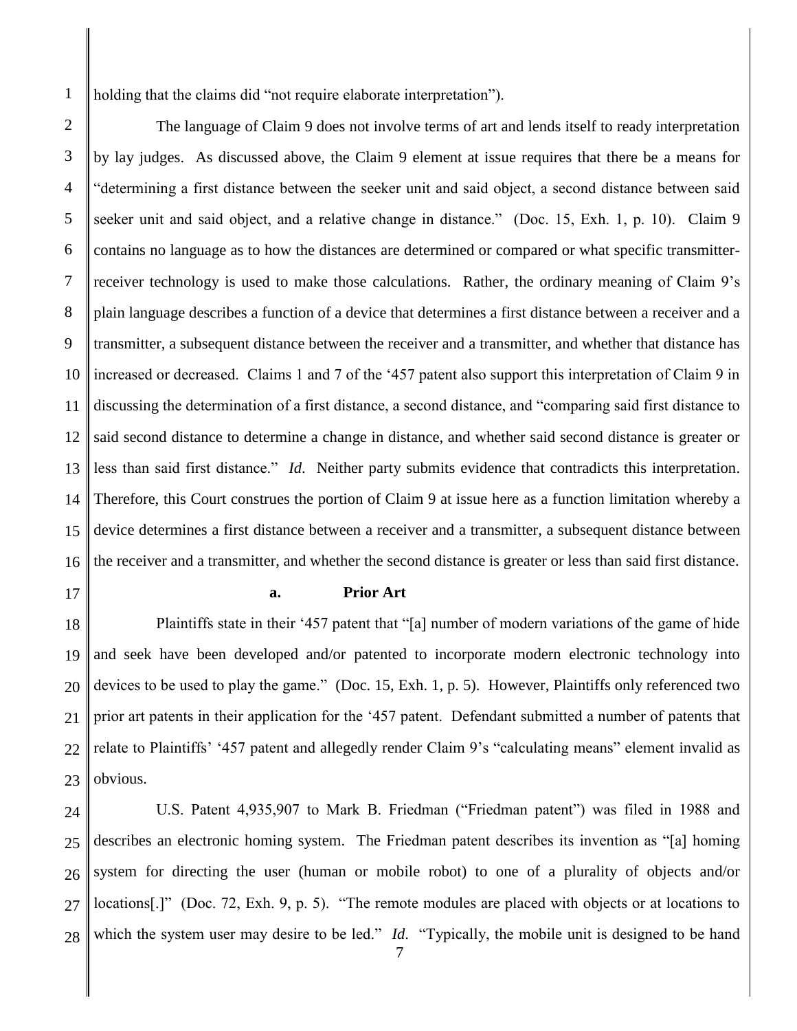holding that the claims did "not require elaborate interpretation").

The language of Claim 9 does not involve terms of art and lends itself to ready interpretation by lay judges. As discussed above, the Claim 9 element at issue requires that there be a means for "determining a first distance between the seeker unit and said object, a second distance between said seeker unit and said object, and a relative change in distance." (Doc. 15, Exh. 1, p. 10). Claim 9 contains no language as to how the distances are determined or compared or what specific transmitter-receiver technology is used to make those calculations. Rather, the ordinary meaning of Claim 9's plain language describes a function of a device that determines a first distance between a receiver and a transmitter, a subsequent distance between the receiver and a transmitter, and whether that distance has increased or decreased. Claims 1 and 7 of the '457 patent also support this interpretation of Claim 9 in discussing the determination of a first distance, a second distance, and "comparing said first distance to said second distance to determine a change in distance, and whether said second distance is greater or less than said first distance." *Id*. Neither party submits evidence that contradicts this interpretation. Therefore, this Court construes the portion of Claim 9 at issue here as a function limitation whereby a device determines a first distance between a receiver and a transmitter, a subsequent distance between the receiver and a transmitter, and whether the second distance is greater or less than said first distance.

**a. Prior Art**

Plaintiffs state in their '457 patent that "[a] number of modern variations of the game of hide and seek have been developed and/or patented to incorporate modern electronic technology into devices to be used to play the game." (Doc. 15, Exh. 1, p. 5). However, Plaintiffs only referenced two prior art patents in their application for the '457 patent. Defendant submitted a number of patents that relate to Plaintiffs' '457 patent and allegedly render Claim 9's "calculating means" element invalid as obvious.

U.S. Patent 4,935,907 to Mark B. Friedman ("Friedman patent") was filed in 1988 and describes an electronic homing system. The Friedman patent describes its invention as "[a] homing system for directing the user (human or mobile robot) to one of a plurality of objects and/or locations[.]" (Doc. 72, Exh. 9, p. 5). "The remote modules are placed with objects or at locations to which the system user may desire to be led." *Id*. "Typically, the mobile unit is designed to be hand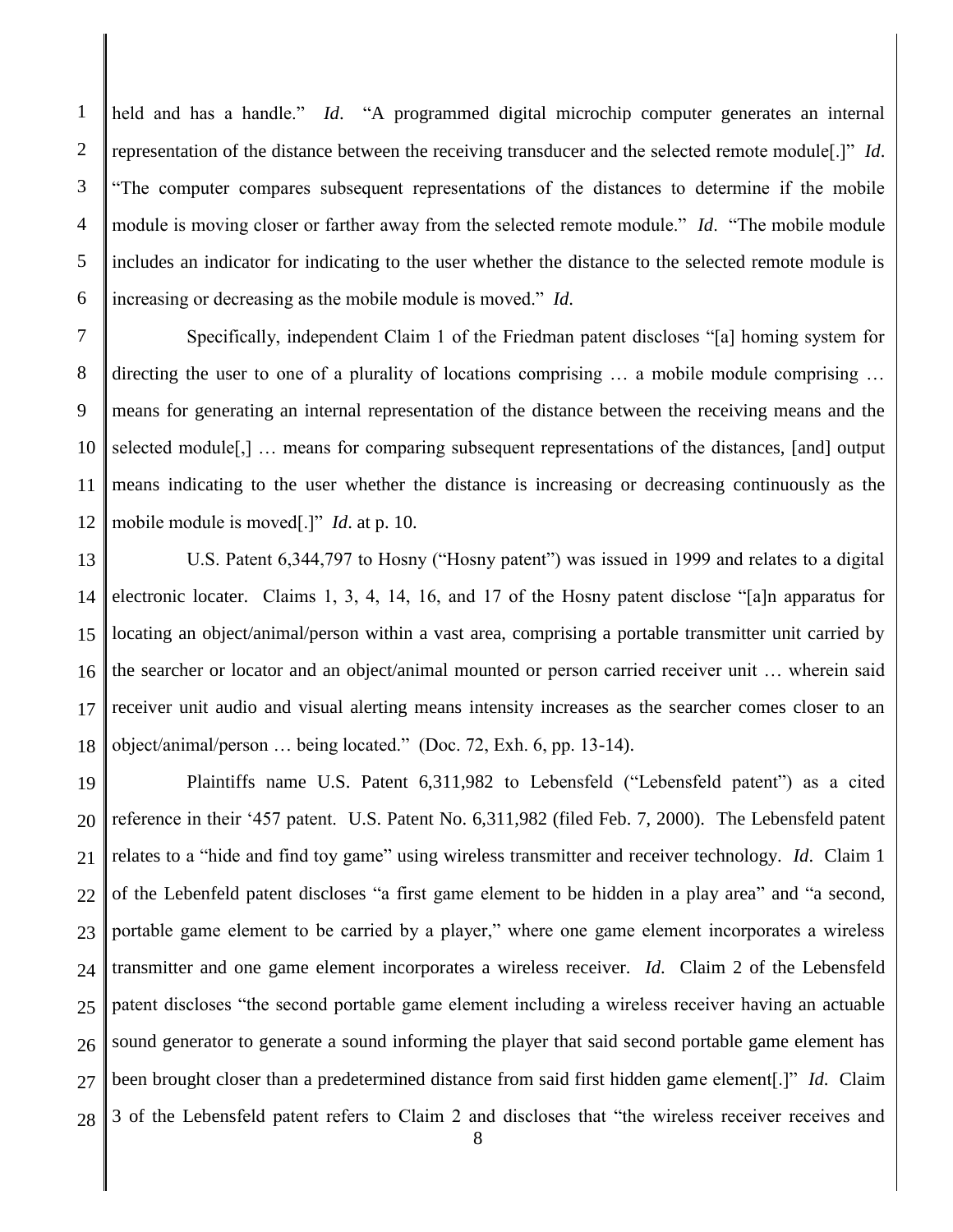held and has a handle." *Id*. "A programmed digital microchip computer generates an internal representation of the distance between the receiving transducer and the selected remote module[.]" *Id*. "The computer compares subsequent representations of the distances to determine if the mobile module is moving closer or farther away from the selected remote module." *Id*. "The mobile module includes an indicator for indicating to the user whether the distance to the selected remote module is increasing or decreasing as the mobile module is moved." *Id*.

Specifically, independent Claim 1 of the Friedman patent discloses "[a] homing system for directing the user to one of a plurality of locations comprising … a mobile module comprising … means for generating an internal representation of the distance between the receiving means and the selected module[,] … means for comparing subsequent representations of the distances, [and] output means indicating to the user whether the distance is increasing or decreasing continuously as the mobile module is moved[.]" *Id*. at p. 10.

U.S. Patent 6,344,797 to Hosny ("Hosny patent") was issued in 1999 and relates to a digital electronic locater. Claims 1, 3, 4, 14, 16, and 17 of the Hosny patent disclose "[a]n apparatus for locating an object/animal/person within a vast area, comprising a portable transmitter unit carried by the searcher or locator and an object/animal mounted or person carried receiver unit … wherein said receiver unit audio and visual alerting means intensity increases as the searcher comes closer to an object/animal/person … being located." (Doc. 72, Exh. 6, pp. 13-14).

Plaintiffs name U.S. Patent 6,311,982 to Lebensfeld ("Lebensfeld patent") as a cited reference in their '457 patent. U.S. Patent No. 6,311,982 (filed Feb. 7, 2000). The Lebensfeld patent relates to a "hide and find toy game" using wireless transmitter and receiver technology. *Id*. Claim 1 of the Lebenfeld patent discloses "a first game element to be hidden in a play area" and "a second, portable game element to be carried by a player," where one game element incorporates a wireless transmitter and one game element incorporates a wireless receiver. *Id*. Claim 2 of the Lebensfeld patent discloses "the second portable game element including a wireless receiver having an actuable sound generator to generate a sound informing the player that said second portable game element has been brought closer than a predetermined distance from said first hidden game element[.]" *Id*. Claim 3 of the Lebensfeld patent refers to Claim 2 and discloses that "the wireless receiver receives and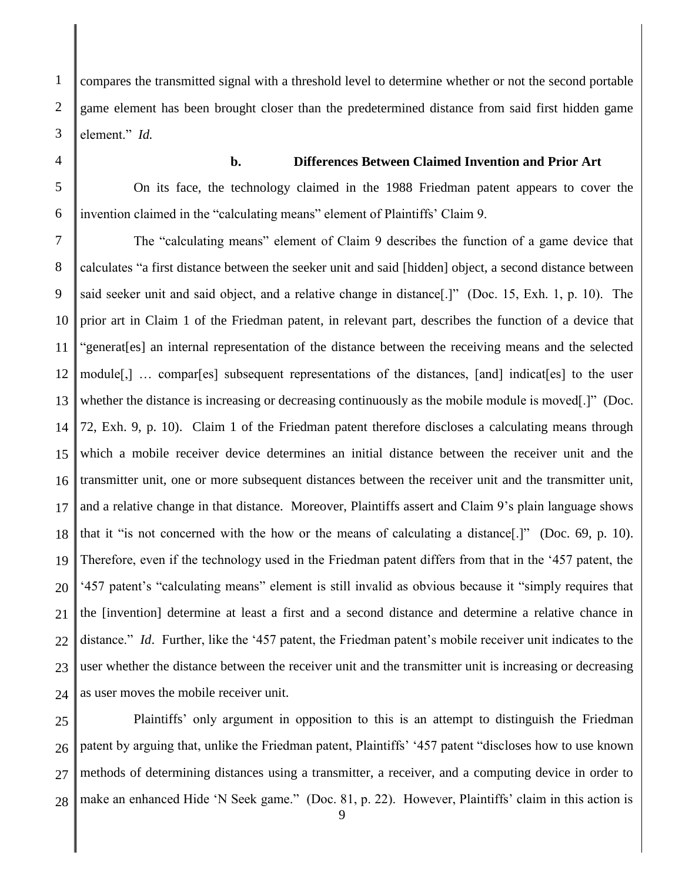compares the transmitted signal with a threshold level to determine whether or not the second portable game element has been brought closer than the predetermined distance from said first hidden game element." *Id.*

**b. Differences Between Claimed Invention and Prior Art**

On its face, the technology claimed in the 1988 Friedman patent appears to cover the invention claimed in the "calculating means" element of Plaintiffs' Claim 9.

The "calculating means" element of Claim 9 describes the function of a game device that calculates "a first distance between the seeker unit and said [hidden] object, a second distance between said seeker unit and said object, and a relative change in distance[.]" (Doc. 15, Exh. 1, p. 10). The prior art in Claim 1 of the Friedman patent, in relevant part, describes the function of a device that "generat[es] an internal representation of the distance between the receiving means and the selected module[,] … compar[es] subsequent representations of the distances, [and] indicat[es] to the user whether the distance is increasing or decreasing continuously as the mobile module is moved[.]" (Doc. 72, Exh. 9, p. 10). Claim 1 of the Friedman patent therefore discloses a calculating means through which a mobile receiver device determines an initial distance between the receiver unit and the transmitter unit, one or more subsequent distances between the receiver unit and the transmitter unit, and a relative change in that distance. Moreover, Plaintiffs assert and Claim 9's plain language shows that it "is not concerned with the how or the means of calculating a distance[.]" (Doc. 69, p. 10). Therefore, even if the technology used in the Friedman patent differs from that in the '457 patent, the '457 patent's "calculating means" element is still invalid as obvious because it "simply requires that the [invention] determine at least a first and a second distance and determine a relative chance in distance." *Id*. Further, like the '457 patent, the Friedman patent's mobile receiver unit indicates to the user whether the distance between the receiver unit and the transmitter unit is increasing or decreasing as user moves the mobile receiver unit.

Plaintiffs' only argument in opposition to this is an attempt to distinguish the Friedman patent by arguing that, unlike the Friedman patent, Plaintiffs' '457 patent "discloses how to use known methods of determining distances using a transmitter, a receiver, and a computing device in order to make an enhanced Hide 'N Seek game." (Doc. 81, p. 22). However, Plaintiffs' claim in this action is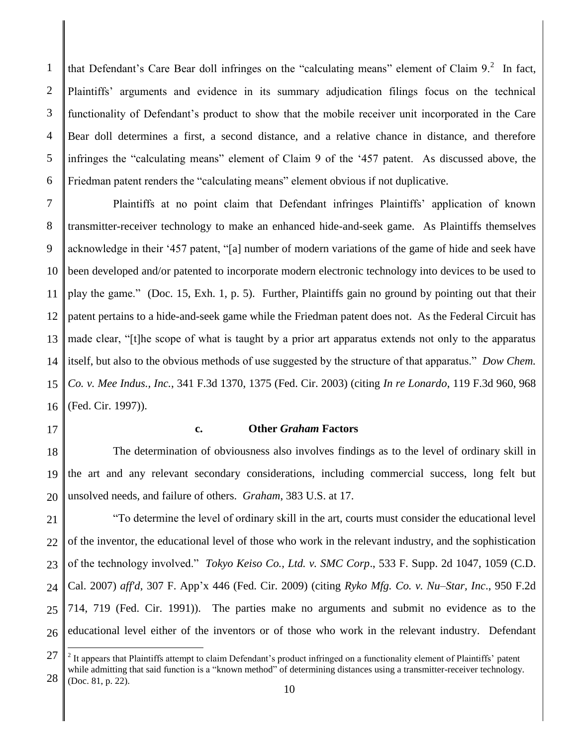that Defendant's Care Bear doll infringes on the "calculating means" element of Claim 9.[2] In fact, Plaintiffs' arguments and evidence in its summary adjudication filings focus on the technical functionality of Defendant's product to show that the mobile receiver unit incorporated in the Care Bear doll determines a first, a second distance, and a relative chance in distance, and therefore infringes the "calculating means" element of Claim 9 of the '457 patent. As discussed above, the Friedman patent renders the "calculating means" element obvious if not duplicative.

Plaintiffs at no point claim that Defendant infringes Plaintiffs' application of known transmitter-receiver technology to make an enhanced hide-and-seek game. As Plaintiffs themselves acknowledge in their '457 patent, "[a] number of modern variations of the game of hide and seek have been developed and/or patented to incorporate modern electronic technology into devices to be used to play the game." (Doc. 15, Exh. 1, p. 5). Further, Plaintiffs gain no ground by pointing out that their patent pertains to a hide-and-seek game while the Friedman patent does not. As the Federal Circuit has made clear, "[t]he scope of what is taught by a prior art apparatus extends not only to the apparatus itself, but also to the obvious methods of use suggested by the structure of that apparatus." *Dow Chem. Co. v. Mee Indus., Inc.*, 341 F.3d 1370, 1375 (Fed. Cir. 2003) (citing *In re Lonardo*, 119 F.3d 960, 968 (Fed. Cir. 1997)).

**c. Other *Graham* Factors**

The determination of obviousness also involves findings as to the level of ordinary skill in the art and any relevant secondary considerations, including commercial success, long felt but unsolved needs, and failure of others. *Graham*, 383 U.S. at 17.

"To determine the level of ordinary skill in the art, courts must consider the educational level of the inventor, the educational level of those who work in the relevant industry, and the sophistication of the technology involved." *Tokyo Keiso Co., Ltd. v. SMC Corp*., 533 F. Supp. 2d 1047, 1059 (C.D. Cal. 2007) *aff'd*, 307 F. App'x 446 (Fed. Cir. 2009) (citing *Ryko Mfg. Co. v. Nu–Star, Inc*., 950 F.2d 714, 719 (Fed. Cir. 1991)). The parties make no arguments and submit no evidence as to the educational level either of the inventors or of those who work in the relevant industry. Defendant

---

[2] It appears that Plaintiffs attempt to claim Defendant's product infringed on a functionality element of Plaintiffs' patent while admitting that said function is a "known method" of determining distances using a transmitter-receiver technology. (Doc. 81, p. 22).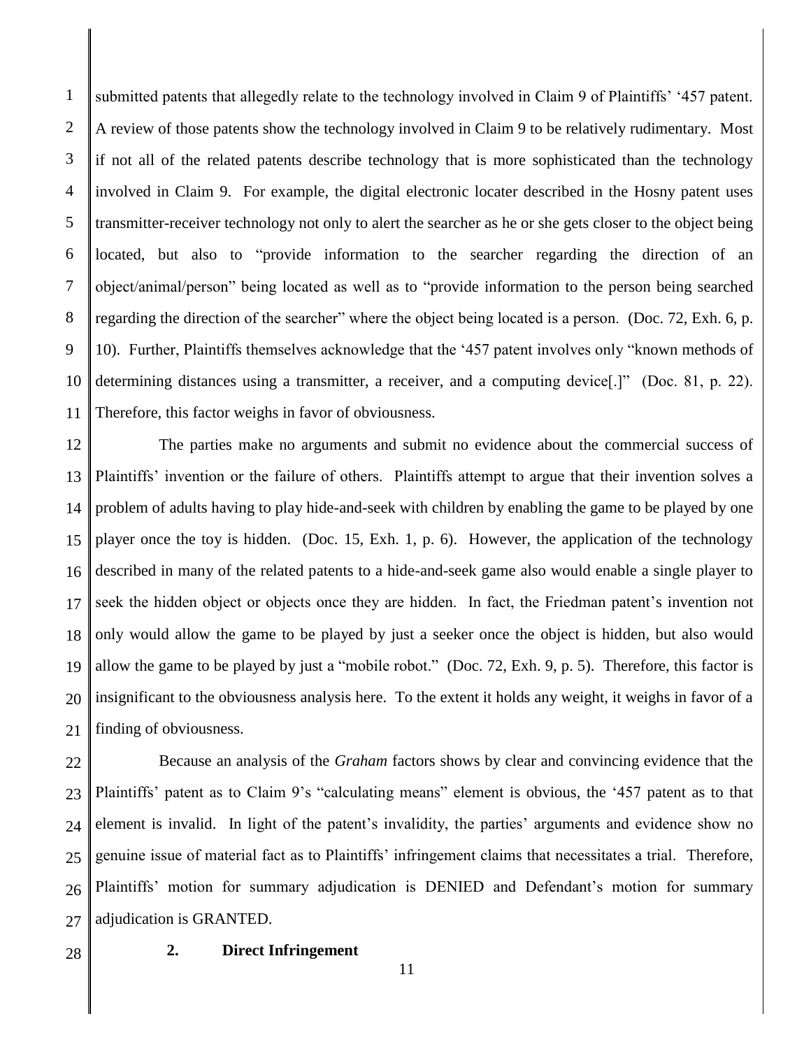submitted patents that allegedly relate to the technology involved in Claim 9 of Plaintiffs' '457 patent. A review of those patents show the technology involved in Claim 9 to be relatively rudimentary. Most if not all of the related patents describe technology that is more sophisticated than the technology involved in Claim 9. For example, the digital electronic locater described in the Hosny patent uses transmitter-receiver technology not only to alert the searcher as he or she gets closer to the object being located, but also to "provide information to the searcher regarding the direction of an object/animal/person" being located as well as to "provide information to the person being searched regarding the direction of the searcher" where the object being located is a person. (Doc. 72, Exh. 6, p. 10). Further, Plaintiffs themselves acknowledge that the '457 patent involves only "known methods of determining distances using a transmitter, a receiver, and a computing device[.]" (Doc. 81, p. 22). Therefore, this factor weighs in favor of obviousness.

The parties make no arguments and submit no evidence about the commercial success of Plaintiffs' invention or the failure of others. Plaintiffs attempt to argue that their invention solves a problem of adults having to play hide-and-seek with children by enabling the game to be played by one player once the toy is hidden. (Doc. 15, Exh. 1, p. 6). However, the application of the technology described in many of the related patents to a hide-and-seek game also would enable a single player to seek the hidden object or objects once they are hidden. In fact, the Friedman patent's invention not only would allow the game to be played by just a seeker once the object is hidden, but also would allow the game to be played by just a "mobile robot." (Doc. 72, Exh. 9, p. 5). Therefore, this factor is insignificant to the obviousness analysis here. To the extent it holds any weight, it weighs in favor of a finding of obviousness.

Because an analysis of the *Graham* factors shows by clear and convincing evidence that the Plaintiffs' patent as to Claim 9's "calculating means" element is obvious, the '457 patent as to that element is invalid. In light of the patent's invalidity, the parties' arguments and evidence show no genuine issue of material fact as to Plaintiffs' infringement claims that necessitates a trial. Therefore, Plaintiffs' motion for summary adjudication is DENIED and Defendant's motion for summary adjudication is GRANTED.

**2. Direct Infringement**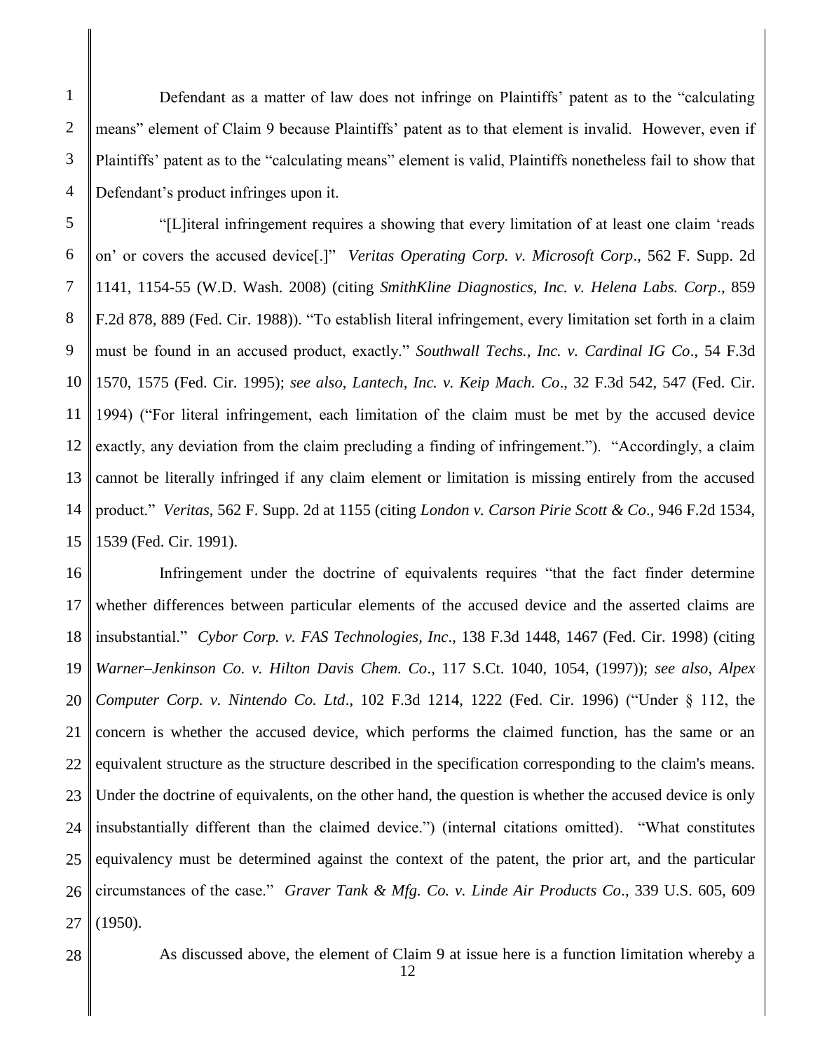Defendant as a matter of law does not infringe on Plaintiffs' patent as to the "calculating means" element of Claim 9 because Plaintiffs' patent as to that element is invalid. However, even if Plaintiffs' patent as to the "calculating means" element is valid, Plaintiffs nonetheless fail to show that Defendant's product infringes upon it.

"[L]iteral infringement requires a showing that every limitation of at least one claim 'reads on' or covers the accused device[.]" *Veritas Operating Corp. v. Microsoft Corp*., 562 F. Supp. 2d 1141, 1154-55 (W.D. Wash. 2008) (citing *SmithKline Diagnostics, Inc. v. Helena Labs. Corp*., 859 F.2d 878, 889 (Fed. Cir. 1988)). "To establish literal infringement, every limitation set forth in a claim must be found in an accused product, exactly." *Southwall Techs., Inc. v. Cardinal IG Co*., 54 F.3d 1570, 1575 (Fed. Cir. 1995); *see also*, *Lantech, Inc. v. Keip Mach. Co*., 32 F.3d 542, 547 (Fed. Cir. 1994) ("For literal infringement, each limitation of the claim must be met by the accused device exactly, any deviation from the claim precluding a finding of infringement."). "Accordingly, a claim cannot be literally infringed if any claim element or limitation is missing entirely from the accused product." *Veritas*, 562 F. Supp. 2d at 1155 (citing *London v. Carson Pirie Scott & Co*., 946 F.2d 1534, 1539 (Fed. Cir. 1991).

Infringement under the doctrine of equivalents requires "that the fact finder determine whether differences between particular elements of the accused device and the asserted claims are insubstantial." *Cybor Corp. v. FAS Technologies, Inc*., 138 F.3d 1448, 1467 (Fed. Cir. 1998) (citing *Warner–Jenkinson Co. v. Hilton Davis Chem. Co*., 117 S.Ct. 1040, 1054, (1997)); *see also*, *Alpex Computer Corp. v. Nintendo Co. Ltd*., 102 F.3d 1214, 1222 (Fed. Cir. 1996) ("Under § 112, the concern is whether the accused device, which performs the claimed function, has the same or an equivalent structure as the structure described in the specification corresponding to the claim's means. Under the doctrine of equivalents, on the other hand, the question is whether the accused device is only insubstantially different than the claimed device.") (internal citations omitted). "What constitutes equivalency must be determined against the context of the patent, the prior art, and the particular circumstances of the case." *Graver Tank & Mfg. Co. v. Linde Air Products Co*., 339 U.S. 605, 609 (1950).

As discussed above, the element of Claim 9 at issue here is a function limitation whereby a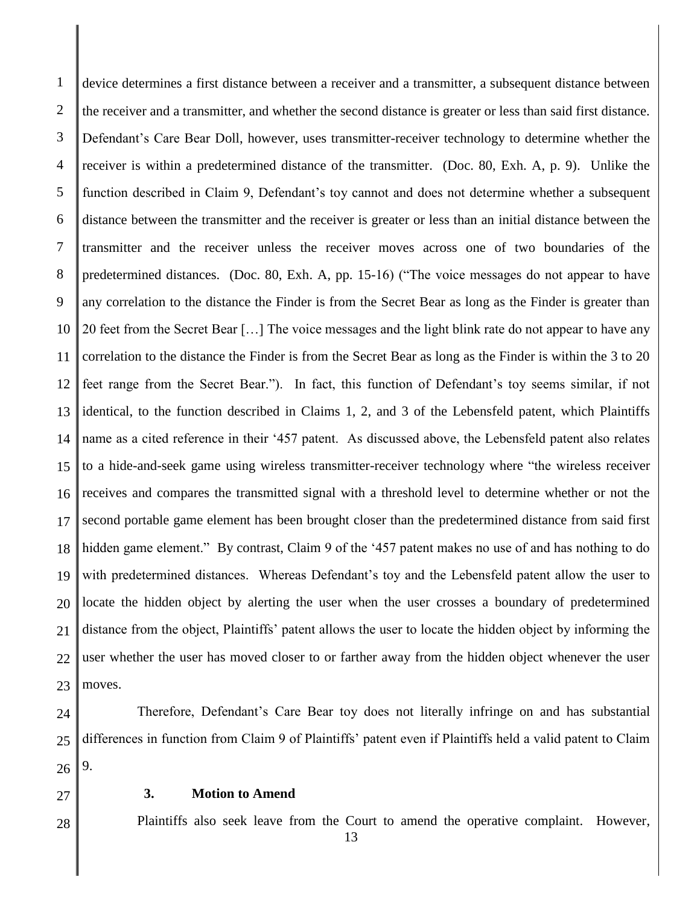device determines a first distance between a receiver and a transmitter, a subsequent distance between the receiver and a transmitter, and whether the second distance is greater or less than said first distance. Defendant's Care Bear Doll, however, uses transmitter-receiver technology to determine whether the receiver is within a predetermined distance of the transmitter. (Doc. 80, Exh. A, p. 9). Unlike the function described in Claim 9, Defendant's toy cannot and does not determine whether a subsequent distance between the transmitter and the receiver is greater or less than an initial distance between the transmitter and the receiver unless the receiver moves across one of two boundaries of the predetermined distances. (Doc. 80, Exh. A, pp. 15-16) ("The voice messages do not appear to have any correlation to the distance the Finder is from the Secret Bear as long as the Finder is greater than 20 feet from the Secret Bear […] The voice messages and the light blink rate do not appear to have any correlation to the distance the Finder is from the Secret Bear as long as the Finder is within the 3 to 20 feet range from the Secret Bear."). In fact, this function of Defendant's toy seems similar, if not identical, to the function described in Claims 1, 2, and 3 of the Lebensfeld patent, which Plaintiffs name as a cited reference in their '457 patent. As discussed above, the Lebensfeld patent also relates to a hide-and-seek game using wireless transmitter-receiver technology where "the wireless receiver receives and compares the transmitted signal with a threshold level to determine whether or not the second portable game element has been brought closer than the predetermined distance from said first hidden game element." By contrast, Claim 9 of the '457 patent makes no use of and has nothing to do with predetermined distances. Whereas Defendant's toy and the Lebensfeld patent allow the user to locate the hidden object by alerting the user when the user crosses a boundary of predetermined distance from the object, Plaintiffs' patent allows the user to locate the hidden object by informing the user whether the user has moved closer to or farther away from the hidden object whenever the user moves.

Therefore, Defendant's Care Bear toy does not literally infringe on and has substantial differences in function from Claim 9 of Plaintiffs' patent even if Plaintiffs held a valid patent to Claim 9.

### 3. Motion to Amend

Plaintiffs also seek leave from the Court to amend the operative complaint. However,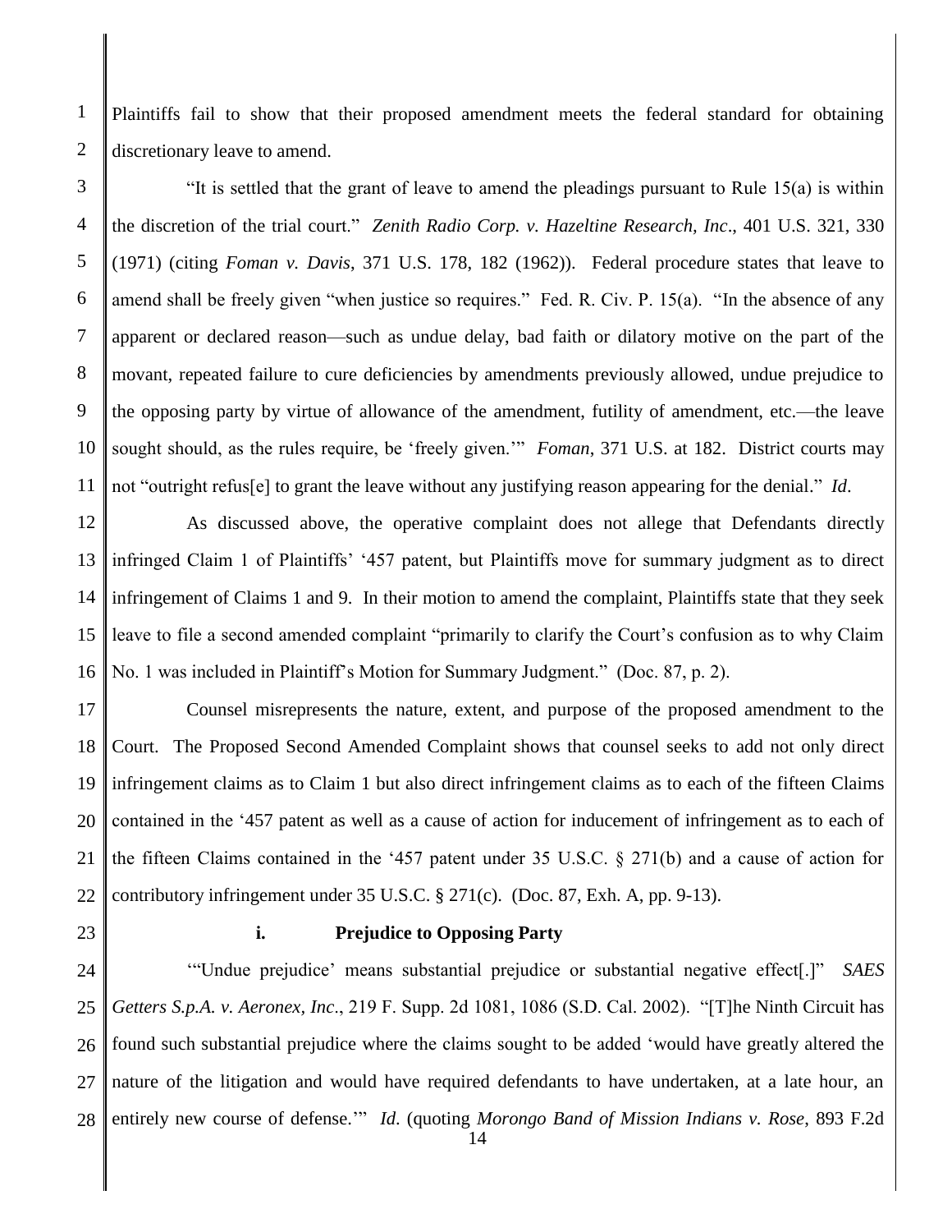Plaintiffs fail to show that their proposed amendment meets the federal standard for obtaining discretionary leave to amend.

"It is settled that the grant of leave to amend the pleadings pursuant to Rule 15(a) is within the discretion of the trial court." *Zenith Radio Corp. v. Hazeltine Research, Inc*., 401 U.S. 321, 330 (1971) (citing *Foman v. Davis*, 371 U.S. 178, 182 (1962)). Federal procedure states that leave to amend shall be freely given "when justice so requires." Fed. R. Civ. P. 15(a). "In the absence of any apparent or declared reason—such as undue delay, bad faith or dilatory motive on the part of the movant, repeated failure to cure deficiencies by amendments previously allowed, undue prejudice to the opposing party by virtue of allowance of the amendment, futility of amendment, etc.—the leave sought should, as the rules require, be 'freely given.'" *Foman*, 371 U.S. at 182. District courts may not "outright refus[e] to grant the leave without any justifying reason appearing for the denial." *Id*.

As discussed above, the operative complaint does not allege that Defendants directly infringed Claim 1 of Plaintiffs' '457 patent, but Plaintiffs move for summary judgment as to direct infringement of Claims 1 and 9. In their motion to amend the complaint, Plaintiffs state that they seek leave to file a second amended complaint "primarily to clarify the Court's confusion as to why Claim No. 1 was included in Plaintiff's Motion for Summary Judgment." (Doc. 87, p. 2).

Counsel misrepresents the nature, extent, and purpose of the proposed amendment to the Court. The Proposed Second Amended Complaint shows that counsel seeks to add not only direct infringement claims as to Claim 1 but also direct infringement claims as to each of the fifteen Claims contained in the '457 patent as well as a cause of action for inducement of infringement as to each of the fifteen Claims contained in the '457 patent under 35 U.S.C. § 271(b) and a cause of action for contributory infringement under 35 U.S.C. § 271(c). (Doc. 87, Exh. A, pp. 9-13).

**i. Prejudice to Opposing Party**

"'Undue prejudice' means substantial prejudice or substantial negative effect[.]" *SAES Getters S.p.A. v. Aeronex, Inc*., 219 F. Supp. 2d 1081, 1086 (S.D. Cal. 2002). "[T]he Ninth Circuit has found such substantial prejudice where the claims sought to be added 'would have greatly altered the nature of the litigation and would have required defendants to have undertaken, at a late hour, an entirely new course of defense.'" *Id*. (quoting *Morongo Band of Mission Indians v. Rose*, 893 F.2d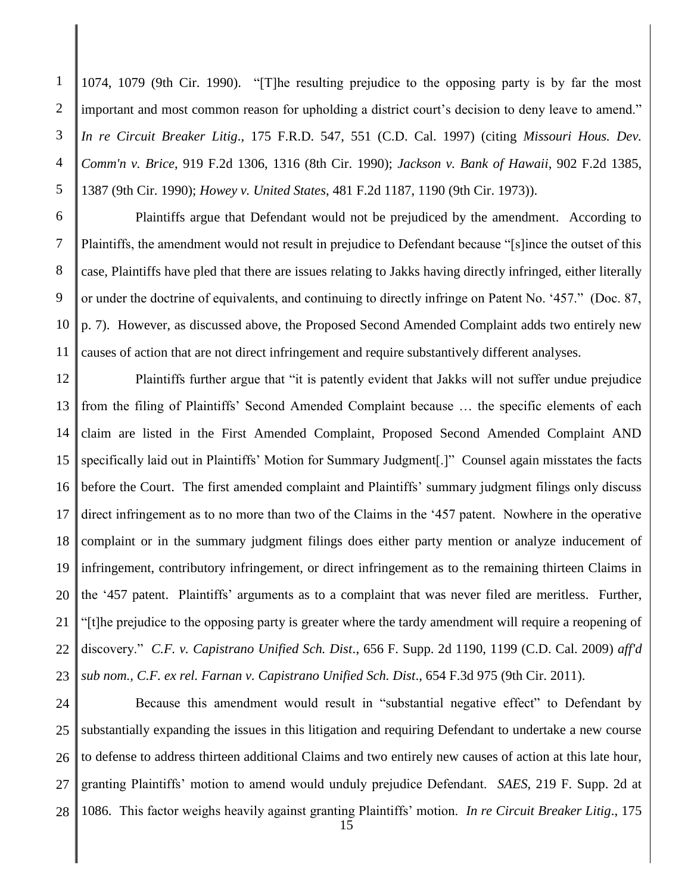1074, 1079 (9th Cir. 1990). "[T]he resulting prejudice to the opposing party is by far the most important and most common reason for upholding a district court's decision to deny leave to amend." *In re Circuit Breaker Litig*., 175 F.R.D. 547, 551 (C.D. Cal. 1997) (citing *Missouri Hous. Dev. Comm'n v. Brice*, 919 F.2d 1306, 1316 (8th Cir. 1990); *Jackson v. Bank of Hawaii*, 902 F.2d 1385, 1387 (9th Cir. 1990); *Howey v. United States*, 481 F.2d 1187, 1190 (9th Cir. 1973)).

Plaintiffs argue that Defendant would not be prejudiced by the amendment. According to Plaintiffs, the amendment would not result in prejudice to Defendant because "[s]ince the outset of this case, Plaintiffs have pled that there are issues relating to Jakks having directly infringed, either literally or under the doctrine of equivalents, and continuing to directly infringe on Patent No. '457." (Doc. 87, p. 7). However, as discussed above, the Proposed Second Amended Complaint adds two entirely new causes of action that are not direct infringement and require substantively different analyses.

Plaintiffs further argue that "it is patently evident that Jakks will not suffer undue prejudice from the filing of Plaintiffs' Second Amended Complaint because … the specific elements of each claim are listed in the First Amended Complaint, Proposed Second Amended Complaint AND specifically laid out in Plaintiffs' Motion for Summary Judgment[.]" Counsel again misstates the facts before the Court. The first amended complaint and Plaintiffs' summary judgment filings only discuss direct infringement as to no more than two of the Claims in the '457 patent. Nowhere in the operative complaint or in the summary judgment filings does either party mention or analyze inducement of infringement, contributory infringement, or direct infringement as to the remaining thirteen Claims in the '457 patent. Plaintiffs' arguments as to a complaint that was never filed are meritless. Further, "[t]he prejudice to the opposing party is greater where the tardy amendment will require a reopening of discovery." *C.F. v. Capistrano Unified Sch. Dist*., 656 F. Supp. 2d 1190, 1199 (C.D. Cal. 2009) *aff'd sub nom., C.F. ex rel. Farnan v. Capistrano Unified Sch. Dist*., 654 F.3d 975 (9th Cir. 2011).

Because this amendment would result in "substantial negative effect" to Defendant by substantially expanding the issues in this litigation and requiring Defendant to undertake a new course to defense to address thirteen additional Claims and two entirely new causes of action at this late hour, granting Plaintiffs' motion to amend would unduly prejudice Defendant. *SAES*, 219 F. Supp. 2d at 1086. This factor weighs heavily against granting Plaintiffs' motion. *In re Circuit Breaker Litig*., 175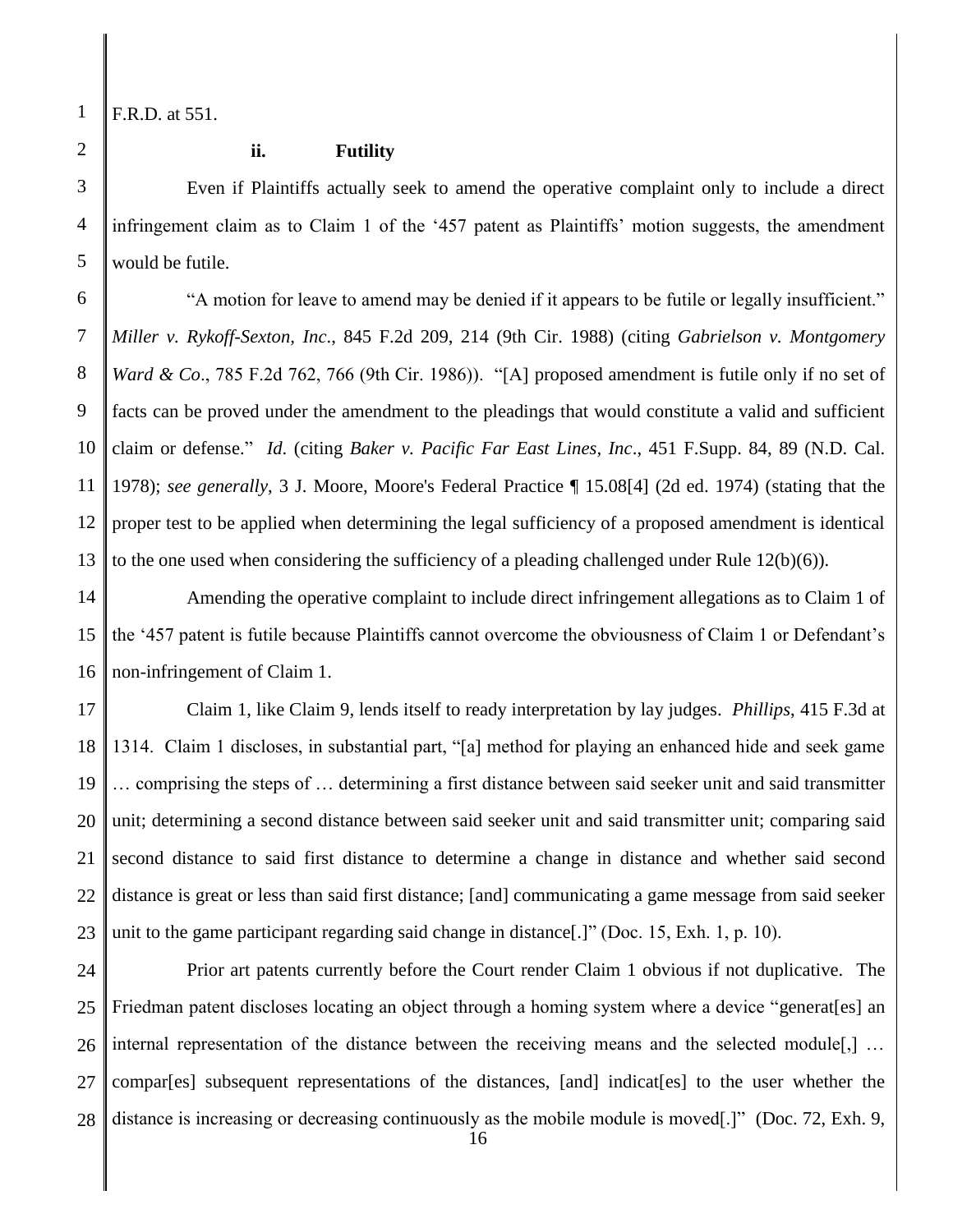F.R.D. at 551.

**ii. Futility**

Even if Plaintiffs actually seek to amend the operative complaint only to include a direct infringement claim as to Claim 1 of the '457 patent as Plaintiffs' motion suggests, the amendment would be futile.

"A motion for leave to amend may be denied if it appears to be futile or legally insufficient." *Miller v. Rykoff-Sexton, Inc.*, 845 F.2d 209, 214 (9th Cir. 1988) (citing *Gabrielson v. Montgomery Ward & Co*., 785 F.2d 762, 766 (9th Cir. 1986)). "[A] proposed amendment is futile only if no set of facts can be proved under the amendment to the pleadings that would constitute a valid and sufficient claim or defense." *Id.* (citing *Baker v. Pacific Far East Lines, Inc*., 451 F.Supp. 84, 89 (N.D. Cal. 1978); *see generally*, 3 J. Moore, Moore's Federal Practice ¶ 15.08[4] (2d ed. 1974) (stating that the proper test to be applied when determining the legal sufficiency of a proposed amendment is identical to the one used when considering the sufficiency of a pleading challenged under Rule 12(b)(6)).

Amending the operative complaint to include direct infringement allegations as to Claim 1 of the '457 patent is futile because Plaintiffs cannot overcome the obviousness of Claim 1 or Defendant's non-infringement of Claim 1.

Claim 1, like Claim 9, lends itself to ready interpretation by lay judges. *Phillips*, 415 F.3d at 1314. Claim 1 discloses, in substantial part, "[a] method for playing an enhanced hide and seek game … comprising the steps of … determining a first distance between said seeker unit and said transmitter unit; determining a second distance between said seeker unit and said transmitter unit; comparing said second distance to said first distance to determine a change in distance and whether said second distance is great or less than said first distance; [and] communicating a game message from said seeker unit to the game participant regarding said change in distance[.]" (Doc. 15, Exh. 1, p. 10).

Prior art patents currently before the Court render Claim 1 obvious if not duplicative. The Friedman patent discloses locating an object through a homing system where a device "generat[es] an internal representation of the distance between the receiving means and the selected module[,] … compar[es] subsequent representations of the distances, [and] indicat[es] to the user whether the distance is increasing or decreasing continuously as the mobile module is moved[.]" (Doc. 72, Exh. 9,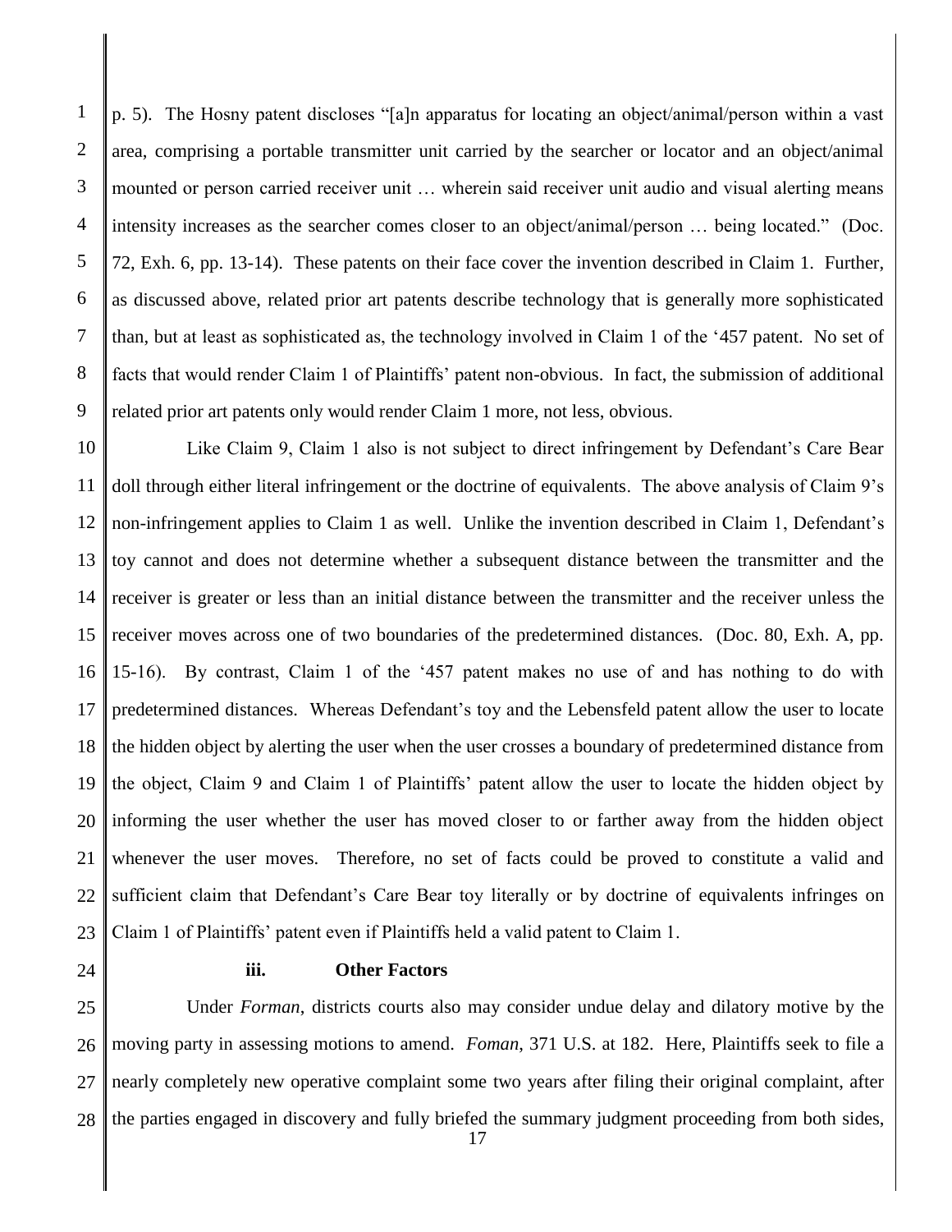p. 5). The Hosny patent discloses "[a]n apparatus for locating an object/animal/person within a vast area, comprising a portable transmitter unit carried by the searcher or locator and an object/animal mounted or person carried receiver unit … wherein said receiver unit audio and visual alerting means intensity increases as the searcher comes closer to an object/animal/person … being located." (Doc. 72, Exh. 6, pp. 13-14). These patents on their face cover the invention described in Claim 1. Further, as discussed above, related prior art patents describe technology that is generally more sophisticated than, but at least as sophisticated as, the technology involved in Claim 1 of the '457 patent. No set of facts that would render Claim 1 of Plaintiffs' patent non-obvious. In fact, the submission of additional related prior art patents only would render Claim 1 more, not less, obvious.

Like Claim 9, Claim 1 also is not subject to direct infringement by Defendant's Care Bear doll through either literal infringement or the doctrine of equivalents. The above analysis of Claim 9's non-infringement applies to Claim 1 as well. Unlike the invention described in Claim 1, Defendant's toy cannot and does not determine whether a subsequent distance between the transmitter and the receiver is greater or less than an initial distance between the transmitter and the receiver unless the receiver moves across one of two boundaries of the predetermined distances. (Doc. 80, Exh. A, pp. 15-16). By contrast, Claim 1 of the '457 patent makes no use of and has nothing to do with predetermined distances. Whereas Defendant's toy and the Lebensfeld patent allow the user to locate the hidden object by alerting the user when the user crosses a boundary of predetermined distance from the object, Claim 9 and Claim 1 of Plaintiffs' patent allow the user to locate the hidden object by informing the user whether the user has moved closer to or farther away from the hidden object whenever the user moves. Therefore, no set of facts could be proved to constitute a valid and sufficient claim that Defendant's Care Bear toy literally or by doctrine of equivalents infringes on Claim 1 of Plaintiffs' patent even if Plaintiffs held a valid patent to Claim 1.

**iii. Other Factors**

Under *Forman*, districts courts also may consider undue delay and dilatory motive by the moving party in assessing motions to amend. *Foman*, 371 U.S. at 182. Here, Plaintiffs seek to file a nearly completely new operative complaint some two years after filing their original complaint, after the parties engaged in discovery and fully briefed the summary judgment proceeding from both sides,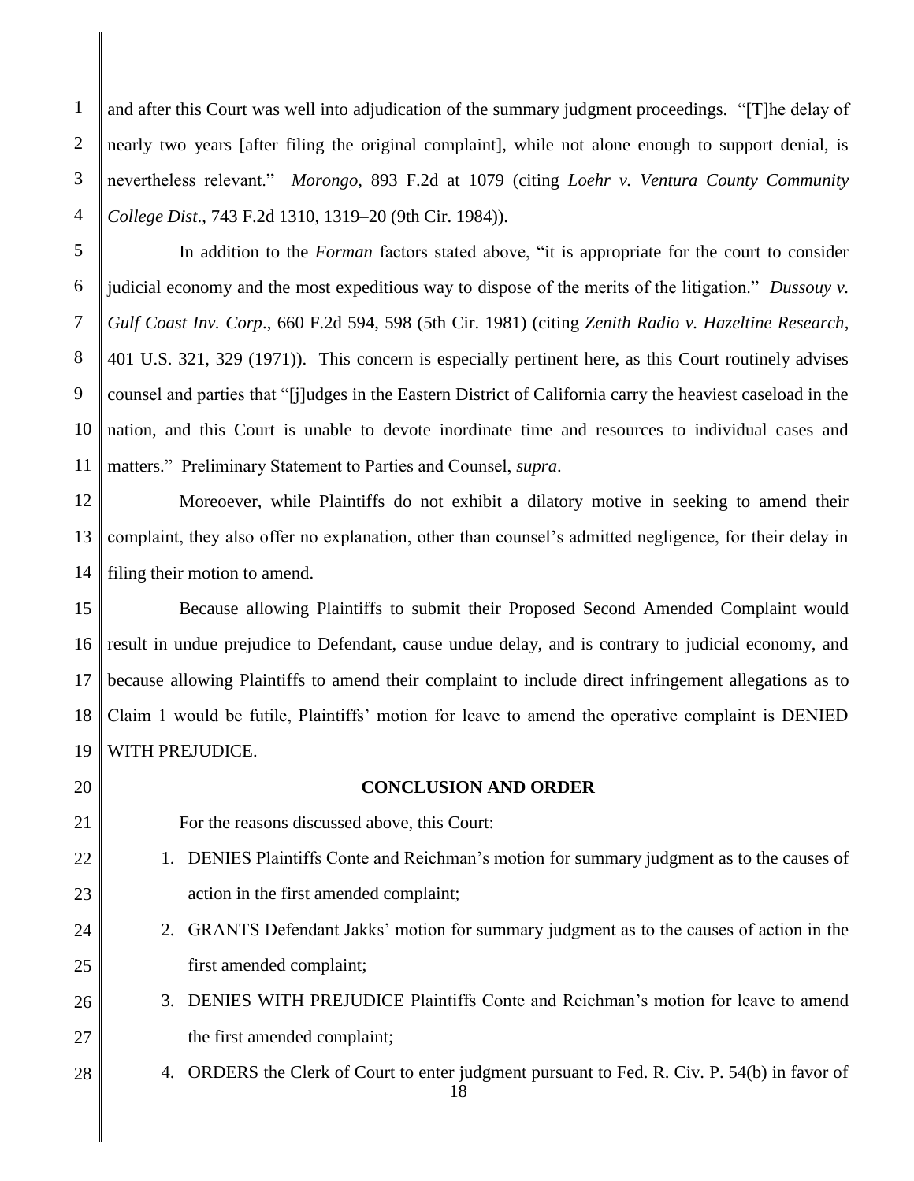and after this Court was well into adjudication of the summary judgment proceedings. "[T]he delay of nearly two years [after filing the original complaint], while not alone enough to support denial, is nevertheless relevant." *Morongo*, 893 F.2d at 1079 (citing *Loehr v. Ventura County Community College Dist*., 743 F.2d 1310, 1319–20 (9th Cir. 1984)).

In addition to the *Forman* factors stated above, "it is appropriate for the court to consider judicial economy and the most expeditious way to dispose of the merits of the litigation." *Dussouy v. Gulf Coast Inv. Corp*., 660 F.2d 594, 598 (5th Cir. 1981) (citing *Zenith Radio v. Hazeltine Research*, 401 U.S. 321, 329 (1971)). This concern is especially pertinent here, as this Court routinely advises counsel and parties that "[j]udges in the Eastern District of California carry the heaviest caseload in the nation, and this Court is unable to devote inordinate time and resources to individual cases and matters." Preliminary Statement to Parties and Counsel, *supra*.

Moreoever, while Plaintiffs do not exhibit a dilatory motive in seeking to amend their complaint, they also offer no explanation, other than counsel's admitted negligence, for their delay in filing their motion to amend.

Because allowing Plaintiffs to submit their Proposed Second Amended Complaint would result in undue prejudice to Defendant, cause undue delay, and is contrary to judicial economy, and because allowing Plaintiffs to amend their complaint to include direct infringement allegations as to Claim 1 would be futile, Plaintiffs' motion for leave to amend the operative complaint is DENIED WITH PREJUDICE.

**CONCLUSION AND ORDER**

For the reasons discussed above, this Court:

1. DENIES Plaintiffs Conte and Reichman's motion for summary judgment as to the causes of action in the first amended complaint;
2. GRANTS Defendant Jakks' motion for summary judgment as to the causes of action in the first amended complaint;
3. DENIES WITH PREJUDICE Plaintiffs Conte and Reichman's motion for leave to amend the first amended complaint;
4. ORDERS the Clerk of Court to enter judgment pursuant to Fed. R. Civ. P. 54(b) in favor of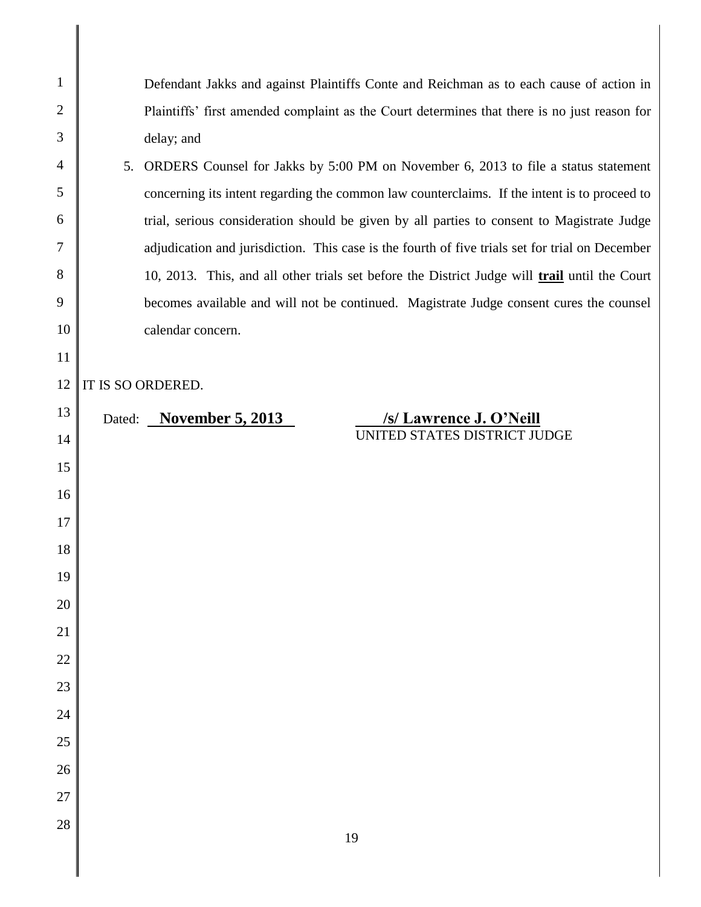Defendant Jakks and against Plaintiffs Conte and Reichman as to each cause of action in Plaintiffs' first amended complaint as the Court determines that there is no just reason for delay; and

5. ORDERS Counsel for Jakks by 5:00 PM on November 6, 2013 to file a status statement concerning its intent regarding the common law counterclaims. If the intent is to proceed to trial, serious consideration should be given by all parties to consent to Magistrate Judge adjudication and jurisdiction. This case is the fourth of five trials set for trial on December 10, 2013. This, and all other trials set before the District Judge will **trail** until the Court becomes available and will not be continued. Magistrate Judge consent cures the counsel calendar concern.

IT IS SO ORDERED.

Dated: **November 5, 2013**

**/s/ Lawrence J. O'Neill**
UNITED STATES DISTRICT JUDGE